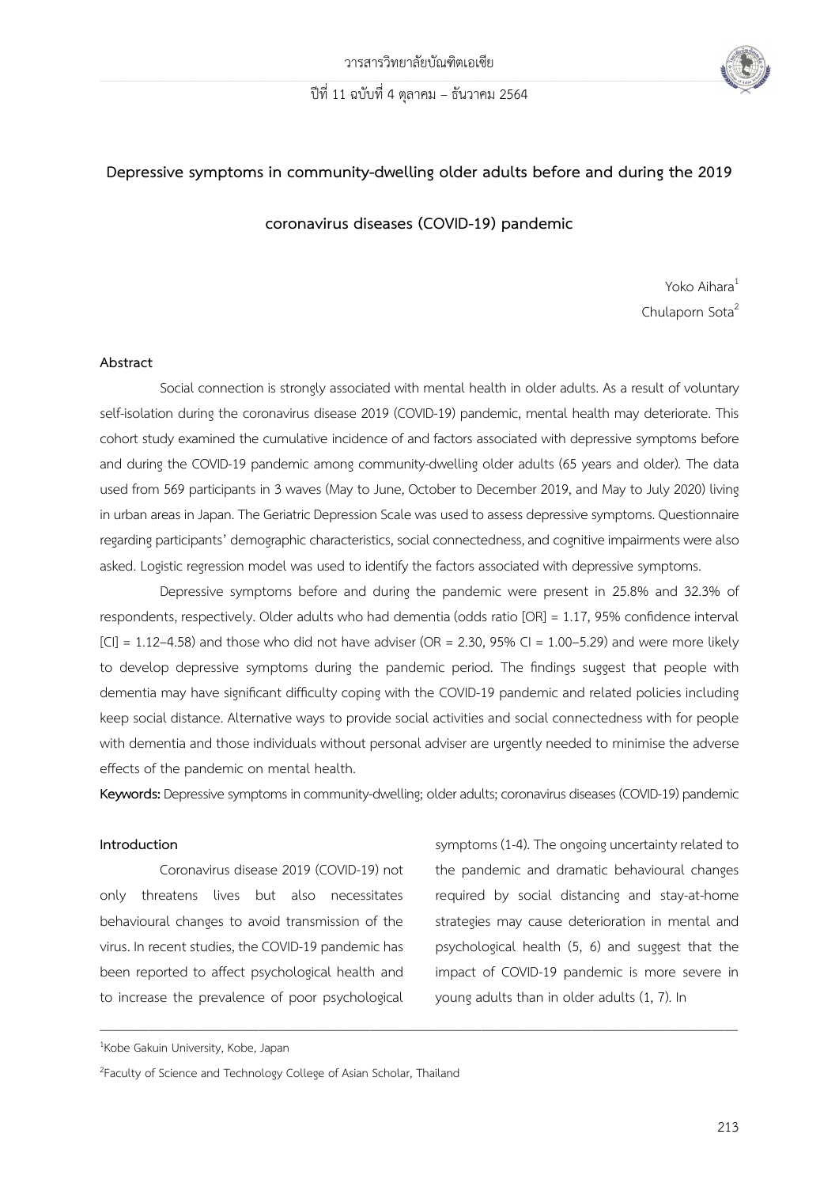# Depressive symptoms in community-dwelling older adults before and during the 2019 coronavirus diseases (COVID-19) pandemic

Yoko Aihara[1]
Chulaporn Sota[2]

## Abstract

Social connection is strongly associated with mental health in older adults. As a result of voluntary self-isolation during the coronavirus disease 2019 (COVID-19) pandemic, mental health may deteriorate. This cohort study examined the cumulative incidence of and factors associated with depressive symptoms before and during the COVID-19 pandemic among community-dwelling older adults (65 years and older). The data used from 569 participants in 3 waves (May to June, October to December 2019, and May to July 2020) living in urban areas in Japan. The Geriatric Depression Scale was used to assess depressive symptoms. Questionnaire regarding participants' demographic characteristics, social connectedness, and cognitive impairments were also asked. Logistic regression model was used to identify the factors associated with depressive symptoms.

Depressive symptoms before and during the pandemic were present in 25.8% and 32.3% of respondents, respectively. Older adults who had dementia (odds ratio [OR] = 1.17, 95% confidence interval [CI] = 1.12–4.58) and those who did not have adviser (OR = 2.30, 95% CI = 1.00–5.29) and were more likely to develop depressive symptoms during the pandemic period. The findings suggest that people with dementia may have significant difficulty coping with the COVID-19 pandemic and related policies including keep social distance. Alternative ways to provide social activities and social connectedness with for people with dementia and those individuals without personal adviser are urgently needed to minimise the adverse effects of the pandemic on mental health.

**Keywords:** Depressive symptoms in community-dwelling; older adults; coronavirus diseases (COVID-19) pandemic

## Introduction

Coronavirus disease 2019 (COVID-19) not only threatens lives but also necessitates behavioural changes to avoid transmission of the virus. In recent studies, the COVID-19 pandemic has been reported to affect psychological health and to increase the prevalence of poor psychological symptoms (1-4). The ongoing uncertainty related to the pandemic and dramatic behavioural changes required by social distancing and stay-at-home strategies may cause deterioration in mental and psychological health (5, 6) and suggest that the impact of COVID-19 pandemic is more severe in young adults than in older adults (1, 7). In

---

[1]Kobe Gakuin University, Kobe, Japan

[2]Faculty of Science and Technology College of Asian Scholar, Thailand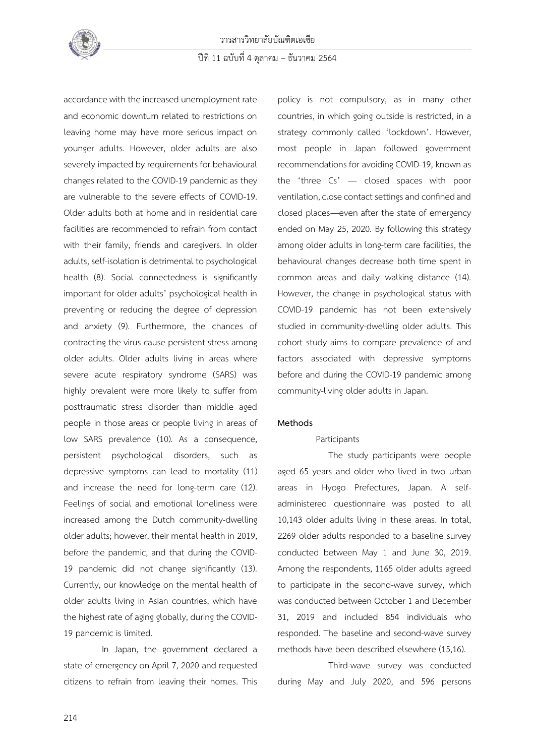accordance with the increased unemployment rate and economic downturn related to restrictions on leaving home may have more serious impact on younger adults. However, older adults are also severely impacted by requirements for behavioural changes related to the COVID-19 pandemic as they are vulnerable to the severe effects of COVID-19. Older adults both at home and in residential care facilities are recommended to refrain from contact with their family, friends and caregivers. In older adults, self-isolation is detrimental to psychological health (8). Social connectedness is significantly important for older adults' psychological health in preventing or reducing the degree of depression and anxiety (9). Furthermore, the chances of contracting the virus cause persistent stress among older adults. Older adults living in areas where severe acute respiratory syndrome (SARS) was highly prevalent were more likely to suffer from posttraumatic stress disorder than middle aged people in those areas or people living in areas of low SARS prevalence (10). As a consequence, persistent psychological disorders, such as depressive symptoms can lead to mortality (11) and increase the need for long-term care (12). Feelings of social and emotional loneliness were increased among the Dutch community-dwelling older adults; however, their mental health in 2019, before the pandemic, and that during the COVID-19 pandemic did not change significantly (13). Currently, our knowledge on the mental health of older adults living in Asian countries, which have the highest rate of aging globally, during the COVID-19 pandemic is limited.

In Japan, the government declared a state of emergency on April 7, 2020 and requested citizens to refrain from leaving their homes. This policy is not compulsory, as in many other countries, in which going outside is restricted, in a strategy commonly called 'lockdown'. However, most people in Japan followed government recommendations for avoiding COVID-19, known as the 'three Cs' — closed spaces with poor ventilation, close contact settings and confined and closed places—even after the state of emergency ended on May 25, 2020. By following this strategy among older adults in long-term care facilities, the behavioural changes decrease both time spent in common areas and daily walking distance (14). However, the change in psychological status with COVID-19 pandemic has not been extensively studied in community-dwelling older adults. This cohort study aims to compare prevalence of and factors associated with depressive symptoms before and during the COVID-19 pandemic among community-living older adults in Japan.

## Methods

### Participants

The study participants were people aged 65 years and older who lived in two urban areas in Hyogo Prefectures, Japan. A self-administered questionnaire was posted to all 10,143 older adults living in these areas. In total, 2269 older adults responded to a baseline survey conducted between May 1 and June 30, 2019. Among the respondents, 1165 older adults agreed to participate in the second-wave survey, which was conducted between October 1 and December 31, 2019 and included 854 individuals who responded. The baseline and second-wave survey methods have been described elsewhere (15,16).

Third-wave survey was conducted during May and July 2020, and 596 persons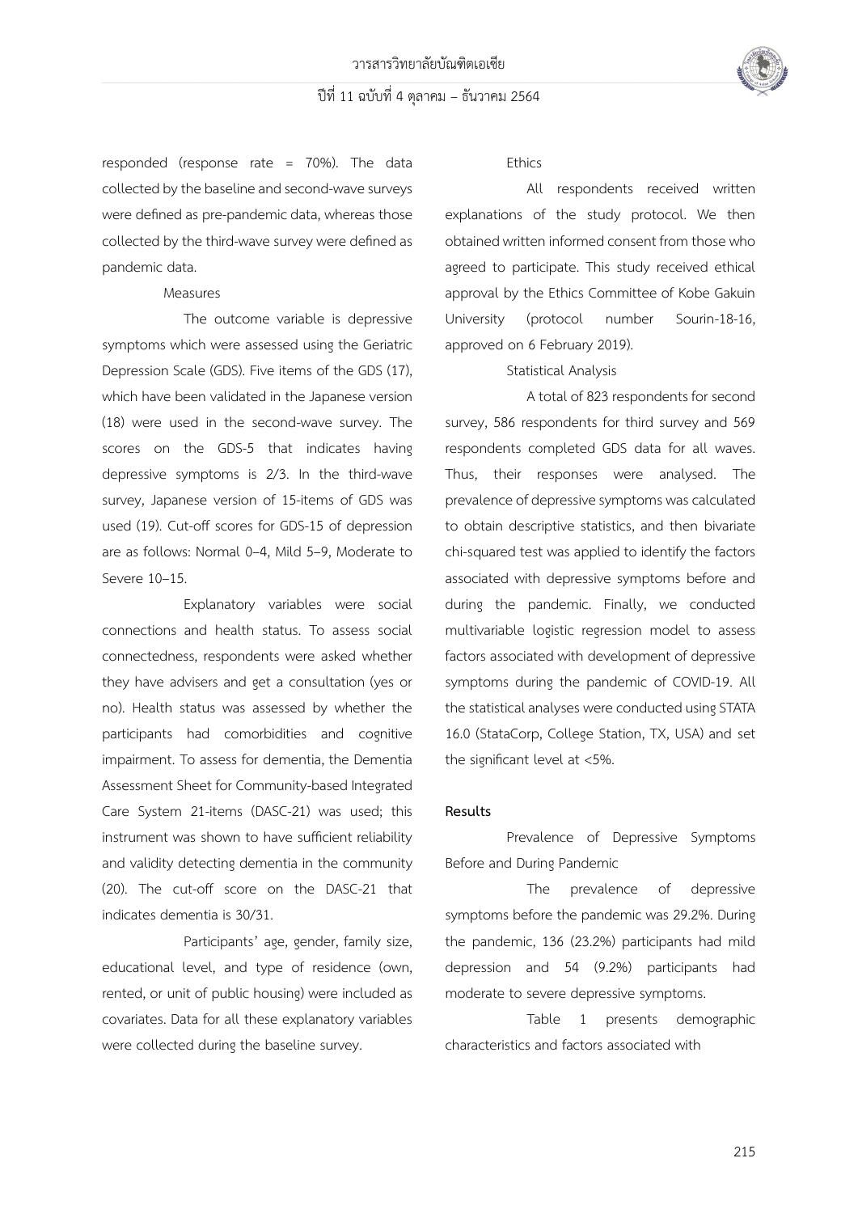responded (response rate = 70%). The data collected by the baseline and second-wave surveys were defined as pre-pandemic data, whereas those collected by the third-wave survey were defined as pandemic data.

### Measures

The outcome variable is depressive symptoms which were assessed using the Geriatric Depression Scale (GDS). Five items of the GDS (17), which have been validated in the Japanese version (18) were used in the second-wave survey. The scores on the GDS-5 that indicates having depressive symptoms is 2/3. In the third-wave survey, Japanese version of 15-items of GDS was used (19). Cut-off scores for GDS-15 of depression are as follows: Normal 0–4, Mild 5–9, Moderate to Severe 10–15.

Explanatory variables were social connections and health status. To assess social connectedness, respondents were asked whether they have advisers and get a consultation (yes or no). Health status was assessed by whether the participants had comorbidities and cognitive impairment. To assess for dementia, the Dementia Assessment Sheet for Community-based Integrated Care System 21-items (DASC-21) was used; this instrument was shown to have sufficient reliability and validity detecting dementia in the community (20). The cut-off score on the DASC-21 that indicates dementia is 30/31.

Participants' age, gender, family size, educational level, and type of residence (own, rented, or unit of public housing) were included as covariates. Data for all these explanatory variables were collected during the baseline survey.

### Ethics

All respondents received written explanations of the study protocol. We then obtained written informed consent from those who agreed to participate. This study received ethical approval by the Ethics Committee of Kobe Gakuin University (protocol number Sourin-18-16, approved on 6 February 2019).

### Statistical Analysis

A total of 823 respondents for second survey, 586 respondents for third survey and 569 respondents completed GDS data for all waves. Thus, their responses were analysed. The prevalence of depressive symptoms was calculated to obtain descriptive statistics, and then bivariate chi-squared test was applied to identify the factors associated with depressive symptoms before and during the pandemic. Finally, we conducted multivariable logistic regression model to assess factors associated with development of depressive symptoms during the pandemic of COVID-19. All the statistical analyses were conducted using STATA 16.0 (StataCorp, College Station, TX, USA) and set the significant level at <5%.

## Results

### Prevalence of Depressive Symptoms Before and During Pandemic

The prevalence of depressive symptoms before the pandemic was 29.2%. During the pandemic, 136 (23.2%) participants had mild depression and 54 (9.2%) participants had moderate to severe depressive symptoms.

Table 1 presents demographic characteristics and factors associated with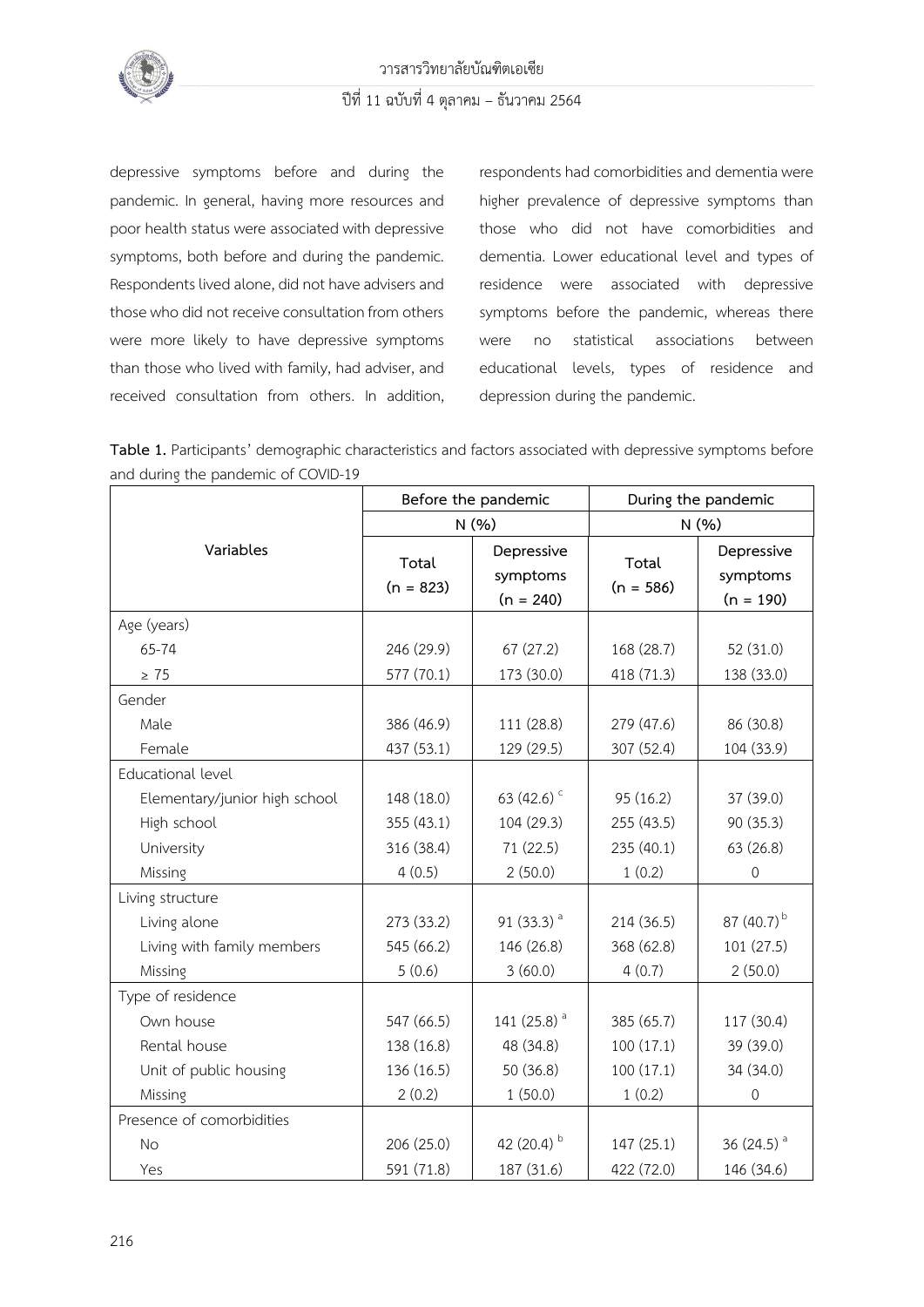depressive symptoms before and during the pandemic. In general, having more resources and poor health status were associated with depressive symptoms, both before and during the pandemic. Respondents lived alone, did not have advisers and those who did not receive consultation from others were more likely to have depressive symptoms than those who lived with family, had adviser, and received consultation from others. In addition, respondents had comorbidities and dementia were higher prevalence of depressive symptoms than those who did not have comorbidities and dementia. Lower educational level and types of residence were associated with depressive symptoms before the pandemic, whereas there were no statistical associations between educational levels, types of residence and depression during the pandemic.

**Table 1.** Participants' demographic characteristics and factors associated with depressive symptoms before and during the pandemic of COVID-19

| Variables | Before the pandemic | | During the pandemic | |
|---|---|---|---|---|
| | N (%) | | N (%) | |
| | Total (n = 823) | Depressive symptoms (n = 240) | Total (n = 586) | Depressive symptoms (n = 190) |
| Age (years) | | | | |
| 65-74 | 246 (29.9) | 67 (27.2) | 168 (28.7) | 52 (31.0) |
| ≥ 75 | 577 (70.1) | 173 (30.0) | 418 (71.3) | 138 (33.0) |
| Gender | | | | |
| Male | 386 (46.9) | 111 (28.8) | 279 (47.6) | 86 (30.8) |
| Female | 437 (53.1) | 129 (29.5) | 307 (52.4) | 104 (33.9) |
| Educational level | | | | |
| Elementary/junior high school | 148 (18.0) | 63 (42.6) [c] | 95 (16.2) | 37 (39.0) |
| High school | 355 (43.1) | 104 (29.3) | 255 (43.5) | 90 (35.3) |
| University | 316 (38.4) | 71 (22.5) | 235 (40.1) | 63 (26.8) |
| Missing | 4 (0.5) | 2 (50.0) | 1 (0.2) | 0 |
| Living structure | | | | |
| Living alone | 273 (33.2) | 91 (33.3) [a] | 214 (36.5) | 87 (40.7) [b] |
| Living with family members | 545 (66.2) | 146 (26.8) | 368 (62.8) | 101 (27.5) |
| Missing | 5 (0.6) | 3 (60.0) | 4 (0.7) | 2 (50.0) |
| Type of residence | | | | |
| Own house | 547 (66.5) | 141 (25.8) [a] | 385 (65.7) | 117 (30.4) |
| Rental house | 138 (16.8) | 48 (34.8) | 100 (17.1) | 39 (39.0) |
| Unit of public housing | 136 (16.5) | 50 (36.8) | 100 (17.1) | 34 (34.0) |
| Missing | 2 (0.2) | 1 (50.0) | 1 (0.2) | 0 |
| Presence of comorbidities | | | | |
| No | 206 (25.0) | 42 (20.4) [b] | 147 (25.1) | 36 (24.5) [a] |
| Yes | 591 (71.8) | 187 (31.6) | 422 (72.0) | 146 (34.6) |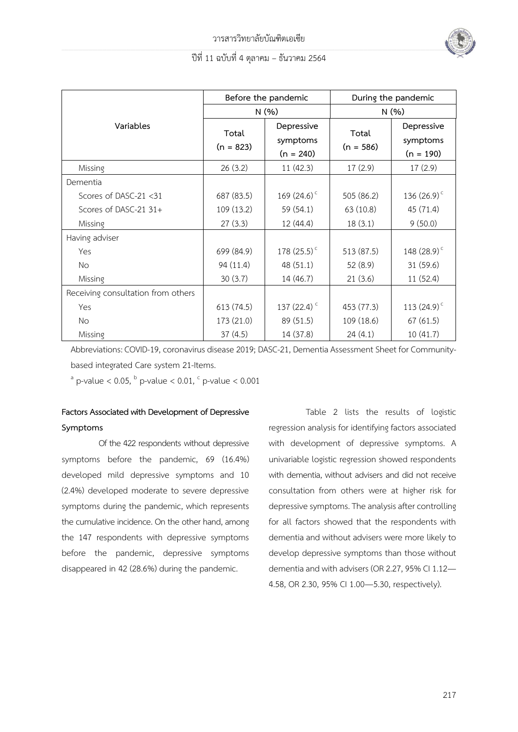| Variables | Before the pandemic N (%) | | During the pandemic N (%) | |
|---|---|---|---|---|
| | Total (n = 823) | Depressive symptoms (n = 240) | Total (n = 586) | Depressive symptoms (n = 190) |
| Missing | 26 (3.2) | 11 (42.3) | 17 (2.9) | 17 (2.9) |
| Dementia | | | | |
| Scores of DASC-21 <31 | 687 (83.5) | 169 (24.6)[c] | 505 (86.2) | 136 (26.9)[c] |
| Scores of DASC-21 31+ | 109 (13.2) | 59 (54.1) | 63 (10.8) | 45 (71.4) |
| Missing | 27 (3.3) | 12 (44.4) | 18 (3.1) | 9 (50.0) |
| Having adviser | | | | |
| Yes | 699 (84.9) | 178 (25.5)[c] | 513 (87.5) | 148 (28.9)[c] |
| No | 94 (11.4) | 48 (51.1) | 52 (8.9) | 31 (59.6) |
| Missing | 30 (3.7) | 14 (46.7) | 21 (3.6) | 11 (52.4) |
| Receiving consultation from others | | | | |
| Yes | 613 (74.5) | 137 (22.4)[c] | 453 (77.3) | 113 (24.9)[c] |
| No | 173 (21.0) | 89 (51.5) | 109 (18.6) | 67 (61.5) |
| Missing | 37 (4.5) | 14 (37.8) | 24 (4.1) | 10 (41.7) |

Abbreviations: COVID-19, coronavirus disease 2019; DASC-21, Dementia Assessment Sheet for Community-based integrated Care system 21-Items.

[a] p-value < 0.05, [b] p-value < 0.01, [c] p-value < 0.001

**Factors Associated with Development of Depressive Symptoms**

Of the 422 respondents without depressive symptoms before the pandemic, 69 (16.4%) developed mild depressive symptoms and 10 (2.4%) developed moderate to severe depressive symptoms during the pandemic, which represents the cumulative incidence. On the other hand, among the 147 respondents with depressive symptoms before the pandemic, depressive symptoms disappeared in 42 (28.6%) during the pandemic.

Table 2 lists the results of logistic regression analysis for identifying factors associated with development of depressive symptoms. A univariable logistic regression showed respondents with dementia, without advisers and did not receive consultation from others were at higher risk for depressive symptoms. The analysis after controlling for all factors showed that the respondents with dementia and without advisers were more likely to develop depressive symptoms than those without dementia and with advisers (OR 2.27, 95% CI 1.12—4.58, OR 2.30, 95% CI 1.00—5.30, respectively).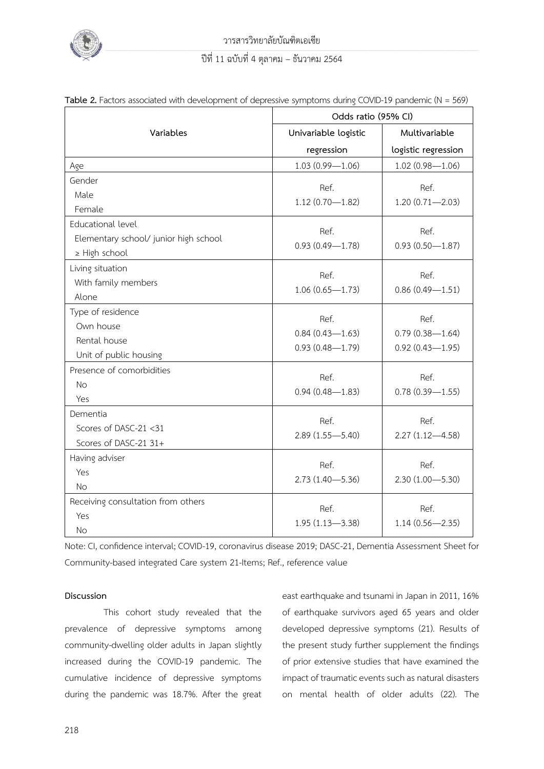**Table 2.** Factors associated with development of depressive symptoms during COVID-19 pandemic (N = 569)

| Variables | Odds ratio (95% CI) | |
|---|---|---|
| | Univariable logistic regression | Multivariable logistic regression |
| Age | 1.03 (0.99—1.06) | 1.02 (0.98—1.06) |
| Gender | | |
| Male | Ref. | Ref. |
| Female | 1.12 (0.70—1.82) | 1.20 (0.71—2.03) |
| Educational level | | |
| Elementary school/ junior high school | Ref. | Ref. |
| ≥ High school | 0.93 (0.49—1.78) | 0.93 (0.50—1.87) |
| Living situation | | |
| With family members | Ref. | Ref. |
| Alone | 1.06 (0.65—1.73) | 0.86 (0.49—1.51) |
| Type of residence | | |
| Own house | Ref. | Ref. |
| Rental house | 0.84 (0.43—1.63) | 0.79 (0.38—1.64) |
| Unit of public housing | 0.93 (0.48—1.79) | 0.92 (0.43—1.95) |
| Presence of comorbidities | | |
| No | Ref. | Ref. |
| Yes | 0.94 (0.48—1.83) | 0.78 (0.39—1.55) |
| Dementia | | |
| Scores of DASC-21 <31 | Ref. | Ref. |
| Scores of DASC-21 31+ | 2.89 (1.55—5.40) | 2.27 (1.12—4.58) |
| Having adviser | | |
| Yes | Ref. | Ref. |
| No | 2.73 (1.40—5.36) | 2.30 (1.00—5.30) |
| Receiving consultation from others | | |
| Yes | Ref. | Ref. |
| No | 1.95 (1.13—3.38) | 1.14 (0.56—2.35) |

Note: CI, confidence interval; COVID-19, coronavirus disease 2019; DASC-21, Dementia Assessment Sheet for Community-based integrated Care system 21-Items; Ref., reference value

**Discussion**

This cohort study revealed that the prevalence of depressive symptoms among community-dwelling older adults in Japan slightly increased during the COVID-19 pandemic. The cumulative incidence of depressive symptoms during the pandemic was 18.7%. After the great east earthquake and tsunami in Japan in 2011, 16% of earthquake survivors aged 65 years and older developed depressive symptoms (21). Results of the present study further supplement the findings of prior extensive studies that have examined the impact of traumatic events such as natural disasters on mental health of older adults (22). The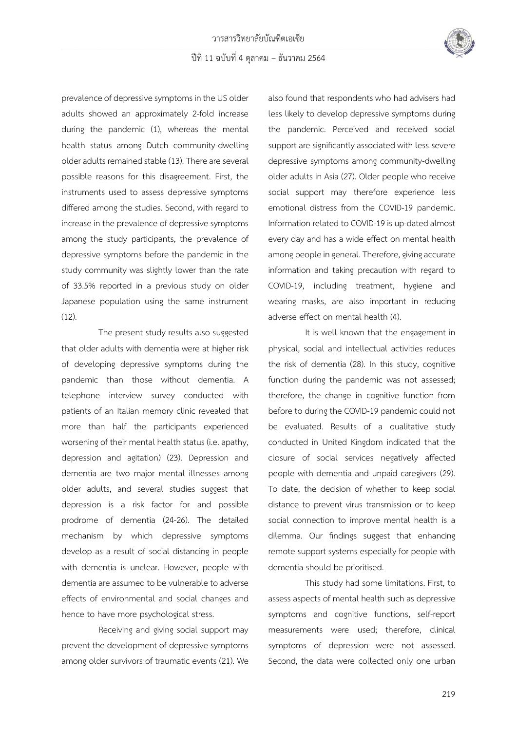prevalence of depressive symptoms in the US older adults showed an approximately 2-fold increase during the pandemic (1), whereas the mental health status among Dutch community-dwelling older adults remained stable (13). There are several possible reasons for this disagreement. First, the instruments used to assess depressive symptoms differed among the studies. Second, with regard to increase in the prevalence of depressive symptoms among the study participants, the prevalence of depressive symptoms before the pandemic in the study community was slightly lower than the rate of 33.5% reported in a previous study on older Japanese population using the same instrument (12).

The present study results also suggested that older adults with dementia were at higher risk of developing depressive symptoms during the pandemic than those without dementia. A telephone interview survey conducted with patients of an Italian memory clinic revealed that more than half the participants experienced worsening of their mental health status (i.e. apathy, depression and agitation) (23). Depression and dementia are two major mental illnesses among older adults, and several studies suggest that depression is a risk factor for and possible prodrome of dementia (24-26). The detailed mechanism by which depressive symptoms develop as a result of social distancing in people with dementia is unclear. However, people with dementia are assumed to be vulnerable to adverse effects of environmental and social changes and hence to have more psychological stress.

Receiving and giving social support may prevent the development of depressive symptoms among older survivors of traumatic events (21). We also found that respondents who had advisers had less likely to develop depressive symptoms during the pandemic. Perceived and received social support are significantly associated with less severe depressive symptoms among community-dwelling older adults in Asia (27). Older people who receive social support may therefore experience less emotional distress from the COVID-19 pandemic. Information related to COVID-19 is up-dated almost every day and has a wide effect on mental health among people in general. Therefore, giving accurate information and taking precaution with regard to COVID-19, including treatment, hygiene and wearing masks, are also important in reducing adverse effect on mental health (4).

It is well known that the engagement in physical, social and intellectual activities reduces the risk of dementia (28). In this study, cognitive function during the pandemic was not assessed; therefore, the change in cognitive function from before to during the COVID-19 pandemic could not be evaluated. Results of a qualitative study conducted in United Kingdom indicated that the closure of social services negatively affected people with dementia and unpaid caregivers (29). To date, the decision of whether to keep social distance to prevent virus transmission or to keep social connection to improve mental health is a dilemma. Our findings suggest that enhancing remote support systems especially for people with dementia should be prioritised.

This study had some limitations. First, to assess aspects of mental health such as depressive symptoms and cognitive functions, self-report measurements were used; therefore, clinical symptoms of depression were not assessed. Second, the data were collected only one urban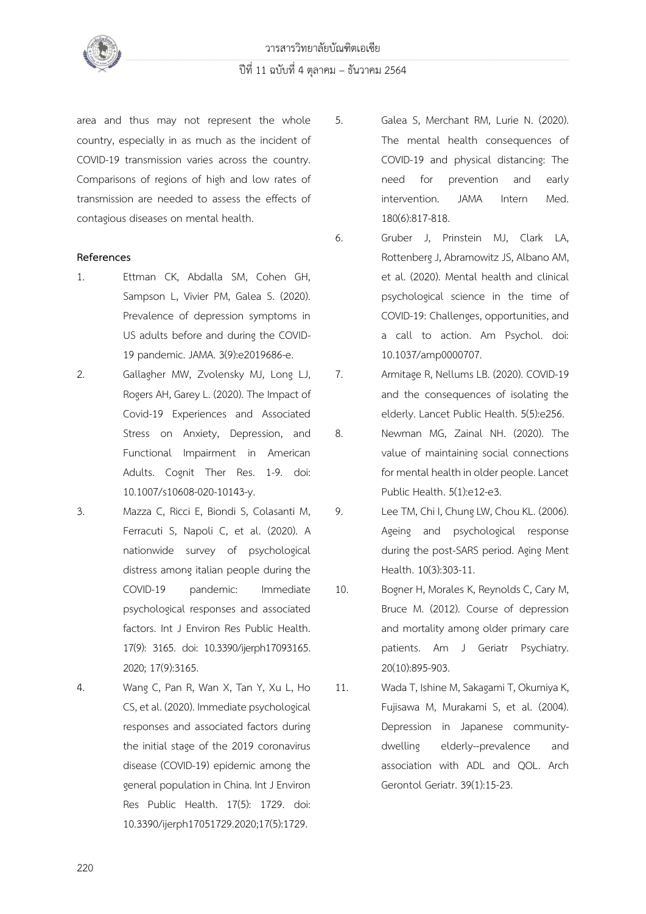area and thus may not represent the whole country, especially in as much as the incident of COVID-19 transmission varies across the country. Comparisons of regions of high and low rates of transmission are needed to assess the effects of contagious diseases on mental health.

## References

1. Ettman CK, Abdalla SM, Cohen GH, Sampson L, Vivier PM, Galea S. (2020). Prevalence of depression symptoms in US adults before and during the COVID-19 pandemic. JAMA. 3(9):e2019686-e.
2. Gallagher MW, Zvolensky MJ, Long LJ, Rogers AH, Garey L. (2020). The Impact of Covid-19 Experiences and Associated Stress on Anxiety, Depression, and Functional Impairment in American Adults. Cognit Ther Res. 1-9. doi: 10.1007/s10608-020-10143-y.
3. Mazza C, Ricci E, Biondi S, Colasanti M, Ferracuti S, Napoli C, et al. (2020). A nationwide survey of psychological distress among italian people during the COVID-19 pandemic: Immediate psychological responses and associated factors. Int J Environ Res Public Health. 17(9): 3165. doi: 10.3390/ijerph17093165. 2020; 17(9):3165.
4. Wang C, Pan R, Wan X, Tan Y, Xu L, Ho CS, et al. (2020). Immediate psychological responses and associated factors during the initial stage of the 2019 coronavirus disease (COVID-19) epidemic among the general population in China. Int J Environ Res Public Health. 17(5): 1729. doi: 10.3390/ijerph17051729.2020;17(5):1729.
5. Galea S, Merchant RM, Lurie N. (2020). The mental health consequences of COVID-19 and physical distancing: The need for prevention and early intervention. JAMA Intern Med. 180(6):817-818.
6. Gruber J, Prinstein MJ, Clark LA, Rottenberg J, Abramowitz JS, Albano AM, et al. (2020). Mental health and clinical psychological science in the time of COVID-19: Challenges, opportunities, and a call to action. Am Psychol. doi: 10.1037/amp0000707.
7. Armitage R, Nellums LB. (2020). COVID-19 and the consequences of isolating the elderly. Lancet Public Health. 5(5):e256.
8. Newman MG, Zainal NH. (2020). The value of maintaining social connections for mental health in older people. Lancet Public Health. 5(1):e12-e3.
9. Lee TM, Chi I, Chung LW, Chou KL. (2006). Ageing and psychological response during the post-SARS period. Aging Ment Health. 10(3):303-11.
10. Bogner H, Morales K, Reynolds C, Cary M, Bruce M. (2012). Course of depression and mortality among older primary care patients. Am J Geriatr Psychiatry. 20(10):895-903.
11. Wada T, Ishine M, Sakagami T, Okumiya K, Fujisawa M, Murakami S, et al. (2004). Depression in Japanese community-dwelling elderly--prevalence and association with ADL and QOL. Arch Gerontol Geriatr. 39(1):15-23.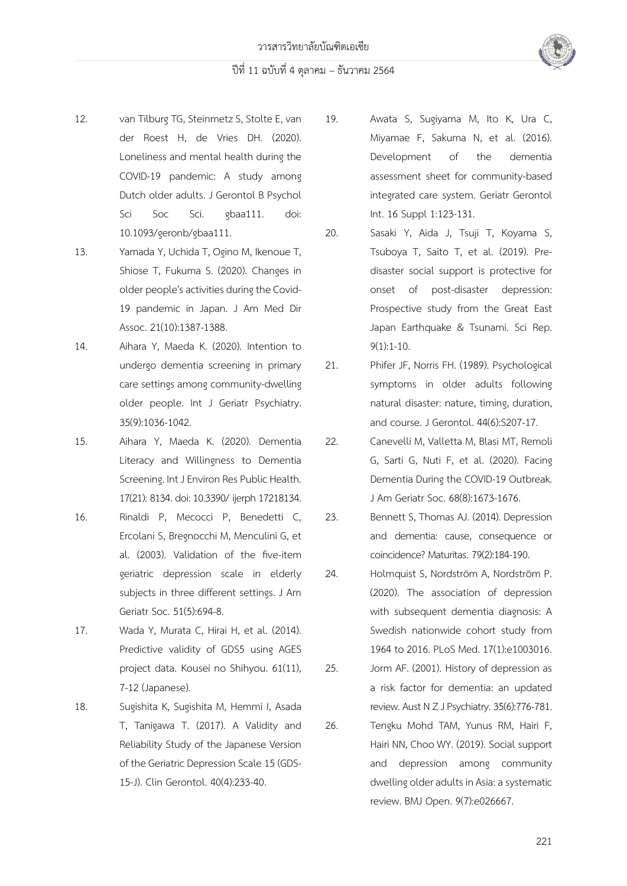12. van Tilburg TG, Steinmetz S, Stolte E, van der Roest H, de Vries DH. (2020). Loneliness and mental health during the COVID-19 pandemic: A study among Dutch older adults. J Gerontol B Psychol Sci Soc Sci. gbaa111. doi: 10.1093/geronb/gbaa111.
13. Yamada Y, Uchida T, Ogino M, Ikenoue T, Shiose T, Fukuma S. (2020). Changes in older people's activities during the Covid-19 pandemic in Japan. J Am Med Dir Assoc. 21(10):1387-1388.
14. Aihara Y, Maeda K. (2020). Intention to undergo dementia screening in primary care settings among community-dwelling older people. Int J Geriatr Psychiatry. 35(9):1036-1042.
15. Aihara Y, Maeda K. (2020). Dementia Literacy and Willingness to Dementia Screening. Int J Environ Res Public Health. 17(21): 8134. doi: 10.3390/ ijerph 17218134.
16. Rinaldi P, Mecocci P, Benedetti C, Ercolani S, Bregnocchi M, Menculini G, et al. (2003). Validation of the five-item geriatric depression scale in elderly subjects in three different settings. J Am Geriatr Soc. 51(5):694-8.
17. Wada Y, Murata C, Hirai H, et al. (2014). Predictive validity of GDS5 using AGES project data. Kousei no Shihyou. 61(11), 7-12 (Japanese).
18. Sugishita K, Sugishita M, Hemmi I, Asada T, Tanigawa T. (2017). A Validity and Reliability Study of the Japanese Version of the Geriatric Depression Scale 15 (GDS-15-J). Clin Gerontol. 40(4):233-40.
19. Awata S, Sugiyama M, Ito K, Ura C, Miyamae F, Sakuma N, et al. (2016). Development of the dementia assessment sheet for community-based integrated care system. Geriatr Gerontol Int. 16 Suppl 1:123-131.
20. Sasaki Y, Aida J, Tsuji T, Koyama S, Tsuboya T, Saito T, et al. (2019). Pre-disaster social support is protective for onset of post-disaster depression: Prospective study from the Great East Japan Earthquake & Tsunami. Sci Rep. 9(1):1-10.
21. Phifer JF, Norris FH. (1989). Psychological symptoms in older adults following natural disaster: nature, timing, duration, and course. J Gerontol. 44(6):S207-17.
22. Canevelli M, Valletta M, Blasi MT, Remoli G, Sarti G, Nuti F, et al. (2020). Facing Dementia During the COVID-19 Outbreak. J Am Geriatr Soc. 68(8):1673-1676.
23. Bennett S, Thomas AJ. (2014). Depression and dementia: cause, consequence or coincidence? Maturitas. 79(2):184-190.
24. Holmquist S, Nordström A, Nordström P. (2020). The association of depression with subsequent dementia diagnosis: A Swedish nationwide cohort study from 1964 to 2016. PLoS Med. 17(1):e1003016.
25. Jorm AF. (2001). History of depression as a risk factor for dementia: an updated review. Aust N Z J Psychiatry. 35(6):776-781.
26. Tengku Mohd TAM, Yunus RM, Hairi F, Hairi NN, Choo WY. (2019). Social support and depression among community dwelling older adults in Asia: a systematic review. BMJ Open. 9(7):e026667.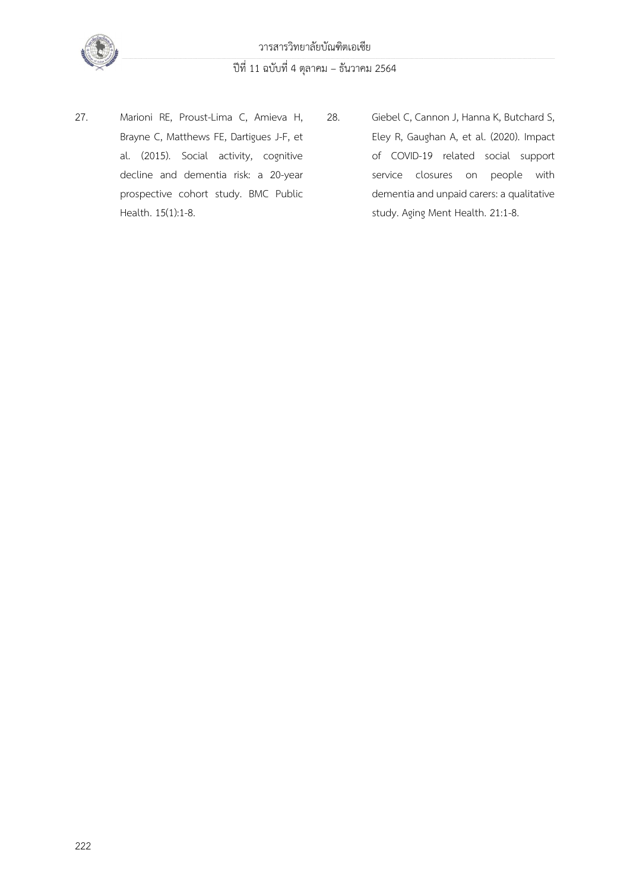27. Marioni RE, Proust-Lima C, Amieva H, Brayne C, Matthews FE, Dartigues J-F, et al. (2015). Social activity, cognitive decline and dementia risk: a 20-year prospective cohort study. BMC Public Health. 15(1):1-8.

28. Giebel C, Cannon J, Hanna K, Butchard S, Eley R, Gaughan A, et al. (2020). Impact of COVID-19 related social support service closures on people with dementia and unpaid carers: a qualitative study. Aging Ment Health. 21:1-8.